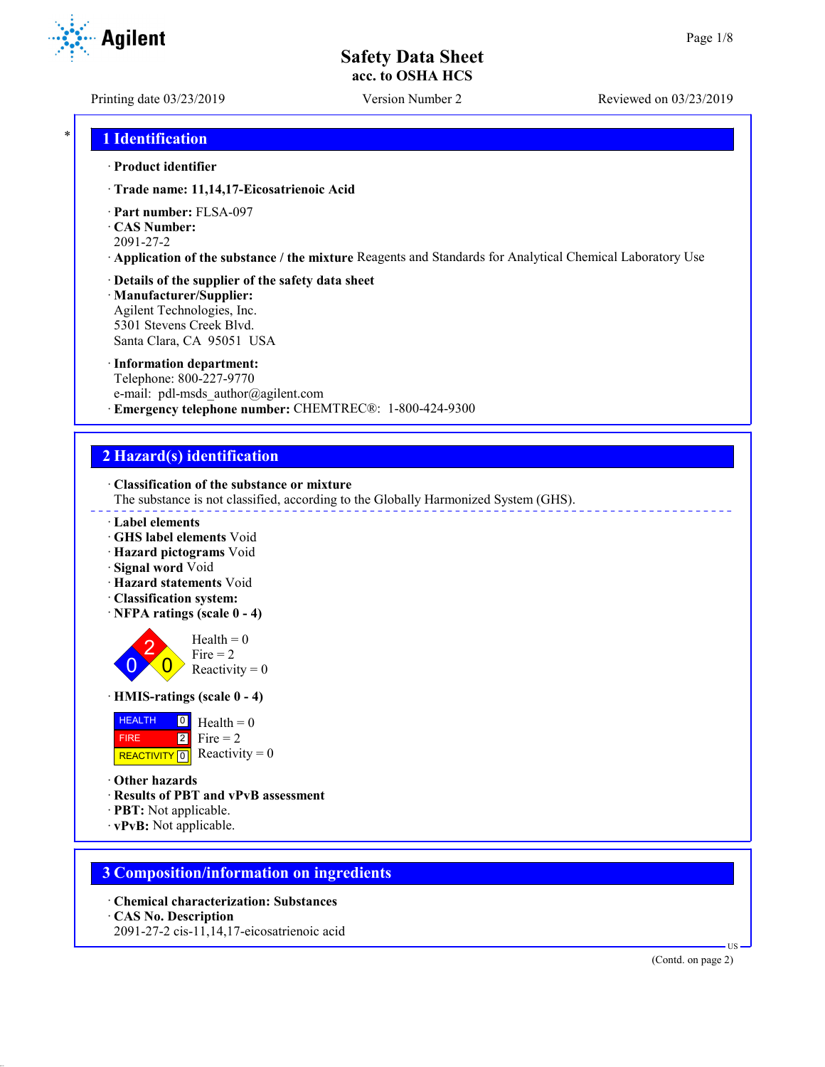# Safety Data Sheet
**acc. to OSHA HCS**

Printing date 03/23/2019 | Version Number 2 | Reviewed on 03/23/2019

## 1 Identification

· **Product identifier**

· **Trade name: 11,14,17-Eicosatrienoic Acid**

· **Part number:** FLSA-097
· **CAS Number:**
2091-27-2
· **Application of the substance / the mixture** Reagents and Standards for Analytical Chemical Laboratory Use

· **Details of the supplier of the safety data sheet**
· **Manufacturer/Supplier:**
Agilent Technologies, Inc.
5301 Stevens Creek Blvd.
Santa Clara, CA 95051 USA

· **Information department:**
Telephone: 800-227-9770
e-mail: pdl-msds_author@agilent.com
· **Emergency telephone number:** CHEMTREC®: 1-800-424-9300

## 2 Hazard(s) identification

· **Classification of the substance or mixture**
The substance is not classified, according to the Globally Harmonized System (GHS).

· **Label elements**
· **GHS label elements** Void
· **Hazard pictograms** Void
· **Signal word** Void
· **Hazard statements** Void
· **Classification system:**
· **NFPA ratings (scale 0 - 4)**

Health = 0
Fire = 2
Reactivity = 0

· **HMIS-ratings (scale 0 - 4)**

| | | |
|---|---|---|
| HEALTH | 0 | Health = 0 |
| FIRE | 2 | Fire = 2 |
| REACTIVITY | 0 | Reactivity = 0 |

· **Other hazards**
· **Results of PBT and vPvB assessment**
· **PBT:** Not applicable.
· **vPvB:** Not applicable.

## 3 Composition/information on ingredients

· **Chemical characterization: Substances**
· **CAS No. Description**
2091-27-2 cis-11,14,17-eicosatrienoic acid

(Contd. on page 2)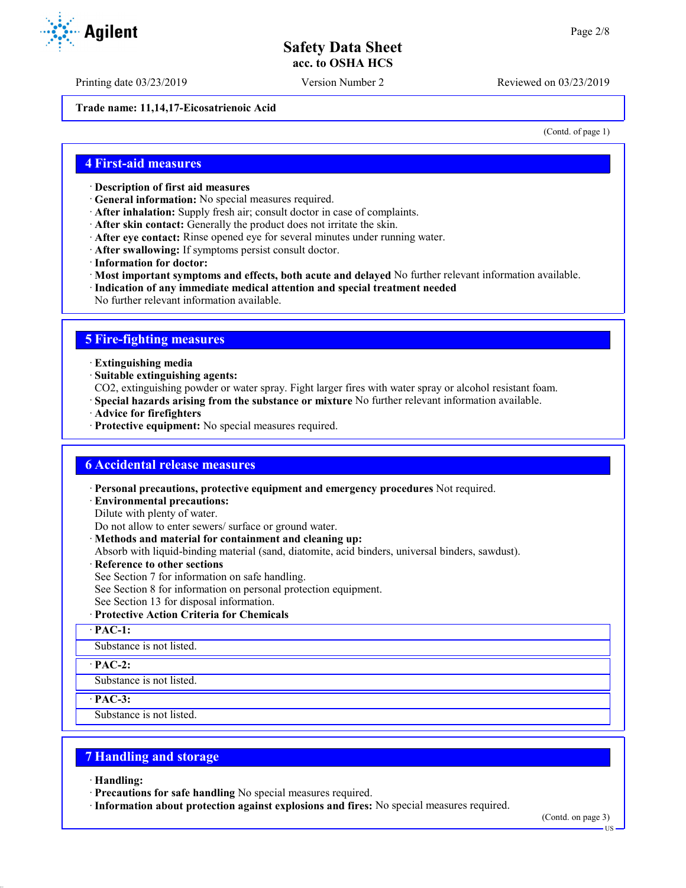Trade name: 11,14,17-Eicosatrienoic Acid

(Contd. of page 1)

## 4 First-aid measures

· **Description of first aid measures**
· **General information:** No special measures required.
· **After inhalation:** Supply fresh air; consult doctor in case of complaints.
· **After skin contact:** Generally the product does not irritate the skin.
· **After eye contact:** Rinse opened eye for several minutes under running water.
· **After swallowing:** If symptoms persist consult doctor.
· **Information for doctor:**
· **Most important symptoms and effects, both acute and delayed** No further relevant information available.
· **Indication of any immediate medical attention and special treatment needed**
No further relevant information available.

## 5 Fire-fighting measures

· **Extinguishing media**
· **Suitable extinguishing agents:**
$CO_2$, extinguishing powder or water spray. Fight larger fires with water spray or alcohol resistant foam.
· **Special hazards arising from the substance or mixture** No further relevant information available.
· **Advice for firefighters**
· **Protective equipment:** No special measures required.

## 6 Accidental release measures

· **Personal precautions, protective equipment and emergency procedures** Not required.
· **Environmental precautions:**
Dilute with plenty of water.
Do not allow to enter sewers/ surface or ground water.
· **Methods and material for containment and cleaning up:**
Absorb with liquid-binding material (sand, diatomite, acid binders, universal binders, sawdust).
· **Reference to other sections**
See Section 7 for information on safe handling.
See Section 8 for information on personal protection equipment.
See Section 13 for disposal information.
· **Protective Action Criteria for Chemicals**

· **PAC-1:**
Substance is not listed.

· **PAC-2:**
Substance is not listed.

· **PAC-3:**
Substance is not listed.

## 7 Handling and storage

· **Handling:**
· **Precautions for safe handling** No special measures required.
· **Information about protection against explosions and fires:** No special measures required.

(Contd. on page 3)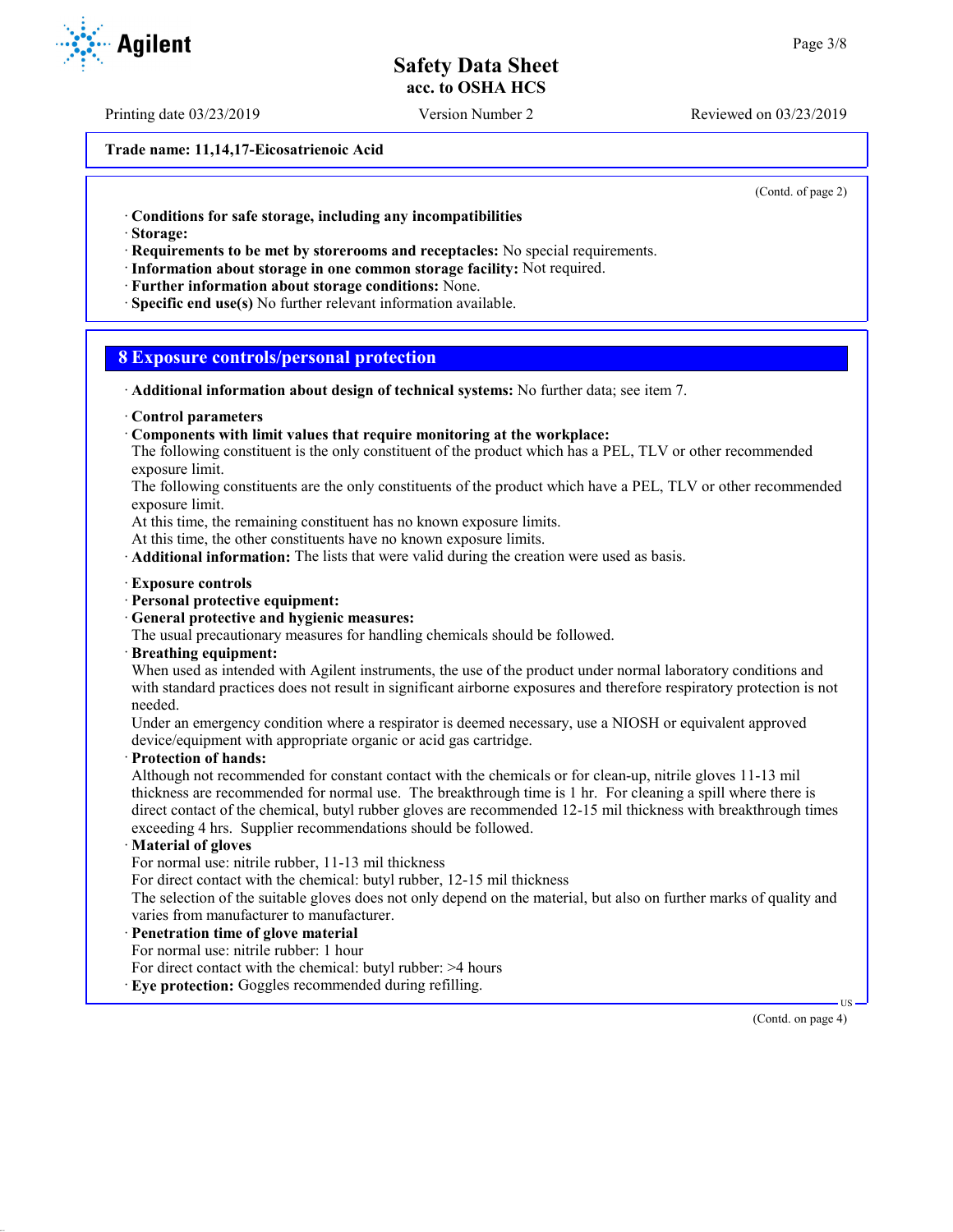Trade name: 11,14,17-Eicosatrienoic Acid

(Contd. of page 2)

· **Conditions for safe storage, including any incompatibilities**
· **Storage:**
· **Requirements to be met by storerooms and receptacles:** No special requirements.
· **Information about storage in one common storage facility:** Not required.
· **Further information about storage conditions:** None.
· **Specific end use(s)** No further relevant information available.

## 8 Exposure controls/personal protection

· **Additional information about design of technical systems:** No further data; see item 7.

· **Control parameters**
· **Components with limit values that require monitoring at the workplace:**
The following constituent is the only constituent of the product which has a PEL, TLV or other recommended exposure limit.
The following constituents are the only constituents of the product which have a PEL, TLV or other recommended exposure limit.
At this time, the remaining constituent has no known exposure limits.
At this time, the other constituents have no known exposure limits.
· **Additional information:** The lists that were valid during the creation were used as basis.

· **Exposure controls**
· **Personal protective equipment:**
· **General protective and hygienic measures:**
The usual precautionary measures for handling chemicals should be followed.
· **Breathing equipment:**
When used as intended with Agilent instruments, the use of the product under normal laboratory conditions and with standard practices does not result in significant airborne exposures and therefore respiratory protection is not needed.
Under an emergency condition where a respirator is deemed necessary, use a NIOSH or equivalent approved device/equipment with appropriate organic or acid gas cartridge.
· **Protection of hands:**
Although not recommended for constant contact with the chemicals or for clean-up, nitrile gloves 11-13 mil thickness are recommended for normal use. The breakthrough time is 1 hr. For cleaning a spill where there is direct contact of the chemical, butyl rubber gloves are recommended 12-15 mil thickness with breakthrough times exceeding 4 hrs. Supplier recommendations should be followed.
· **Material of gloves**
For normal use: nitrile rubber, 11-13 mil thickness
For direct contact with the chemical: butyl rubber, 12-15 mil thickness
The selection of the suitable gloves does not only depend on the material, but also on further marks of quality and varies from manufacturer to manufacturer.
· **Penetration time of glove material**
For normal use: nitrile rubber: 1 hour
For direct contact with the chemical: butyl rubber: >4 hours
· **Eye protection:** Goggles recommended during refilling.

(Contd. on page 4)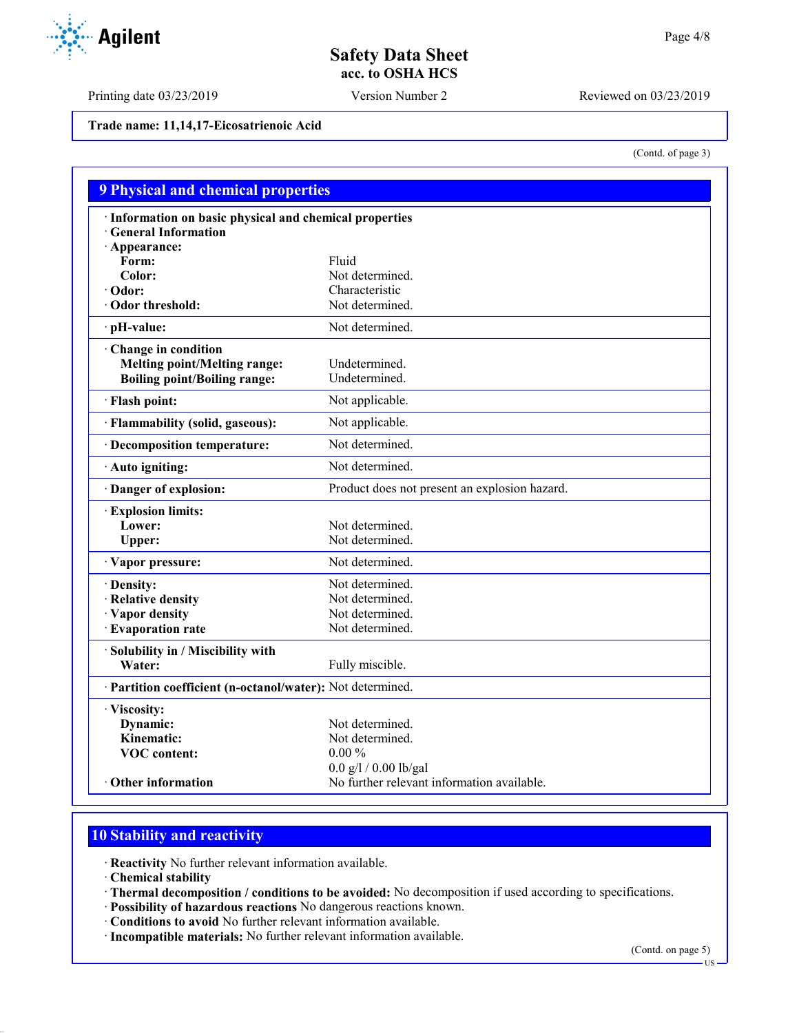Trade name: 11,14,17-Eicosatrienoic Acid

(Contd. of page 3)

## 9 Physical and chemical properties

| | |
|---|---|
| · **Information on basic physical and chemical properties** | |
| · **General Information** | |
| · **Appearance:** | |
| **Form:** | Fluid |
| **Color:** | Not determined. |
| · **Odor:** | Characteristic |
| · **Odor threshold:** | Not determined. |
| · **pH-value:** | Not determined. |
| · **Change in condition** | |
| **Melting point/Melting range:** | Undetermined. |
| **Boiling point/Boiling range:** | Undetermined. |
| · **Flash point:** | Not applicable. |
| · **Flammability (solid, gaseous):** | Not applicable. |
| · **Decomposition temperature:** | Not determined. |
| · **Auto igniting:** | Not determined. |
| · **Danger of explosion:** | Product does not present an explosion hazard. |
| · **Explosion limits:** | |
| **Lower:** | Not determined. |
| **Upper:** | Not determined. |
| · **Vapor pressure:** | Not determined. |
| · **Density:** | Not determined. |
| · **Relative density** | Not determined. |
| · **Vapor density** | Not determined. |
| · **Evaporation rate** | Not determined. |
| · **Solubility in / Miscibility with** | |
| **Water:** | Fully miscible. |
| · **Partition coefficient (n-octanol/water):** | Not determined. |
| · **Viscosity:** | |
| **Dynamic:** | Not determined. |
| **Kinematic:** | Not determined. |
| **VOC content:** | 0.00 % |
| | 0.0 g/l / 0.00 lb/gal |
| · **Other information** | No further relevant information available. |

## 10 Stability and reactivity

· **Reactivity** No further relevant information available.
· **Chemical stability**
· **Thermal decomposition / conditions to be avoided:** No decomposition if used according to specifications.
· **Possibility of hazardous reactions** No dangerous reactions known.
· **Conditions to avoid** No further relevant information available.
· **Incompatible materials:** No further relevant information available.

(Contd. on page 5)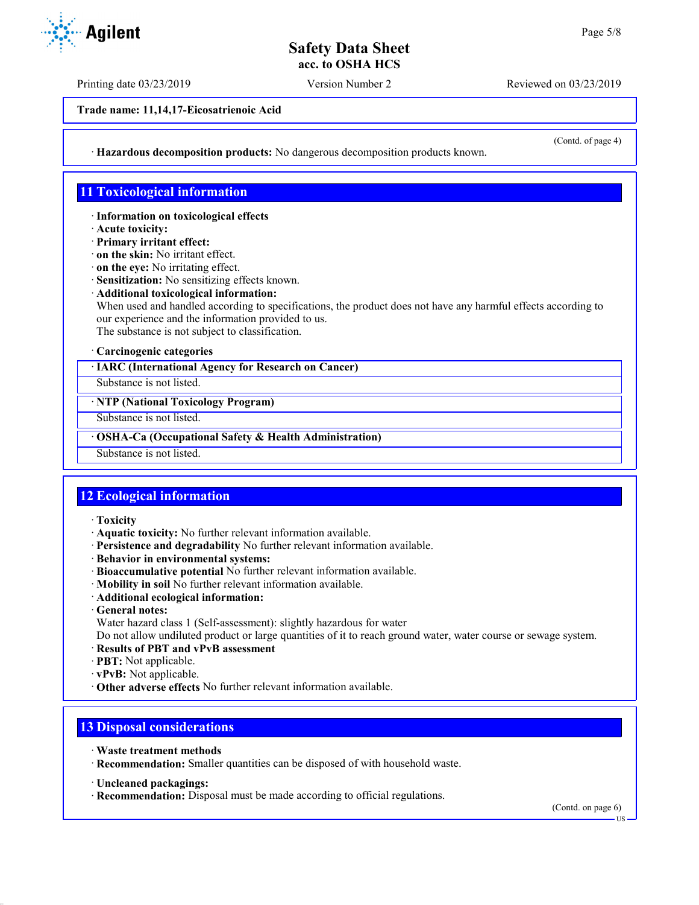**Trade name: 11,14,17-Eicosatrienoic Acid**

(Contd. of page 4)

· **Hazardous decomposition products:** No dangerous decomposition products known.

## 11 Toxicological information

· **Information on toxicological effects**
· **Acute toxicity:**
· **Primary irritant effect:**
· **on the skin:** No irritant effect.
· **on the eye:** No irritating effect.
· **Sensitization:** No sensitizing effects known.
· **Additional toxicological information:**
When used and handled according to specifications, the product does not have any harmful effects according to our experience and the information provided to us.
The substance is not subject to classification.

· **Carcinogenic categories**

| · IARC (International Agency for Research on Cancer) |
|---|
| Substance is not listed. |

| · NTP (National Toxicology Program) |
|---|
| Substance is not listed. |

| · OSHA-Ca (Occupational Safety & Health Administration) |
|---|
| Substance is not listed. |

## 12 Ecological information

· **Toxicity**
· **Aquatic toxicity:** No further relevant information available.
· **Persistence and degradability** No further relevant information available.
· **Behavior in environmental systems:**
· **Bioaccumulative potential** No further relevant information available.
· **Mobility in soil** No further relevant information available.
· **Additional ecological information:**
· **General notes:**
Water hazard class 1 (Self-assessment): slightly hazardous for water
Do not allow undiluted product or large quantities of it to reach ground water, water course or sewage system.
· **Results of PBT and vPvB assessment**
· **PBT:** Not applicable.
· **vPvB:** Not applicable.
· **Other adverse effects** No further relevant information available.

## 13 Disposal considerations

· **Waste treatment methods**
· **Recommendation:** Smaller quantities can be disposed of with household waste.

· **Uncleaned packagings:**
· **Recommendation:** Disposal must be made according to official regulations.

(Contd. on page 6)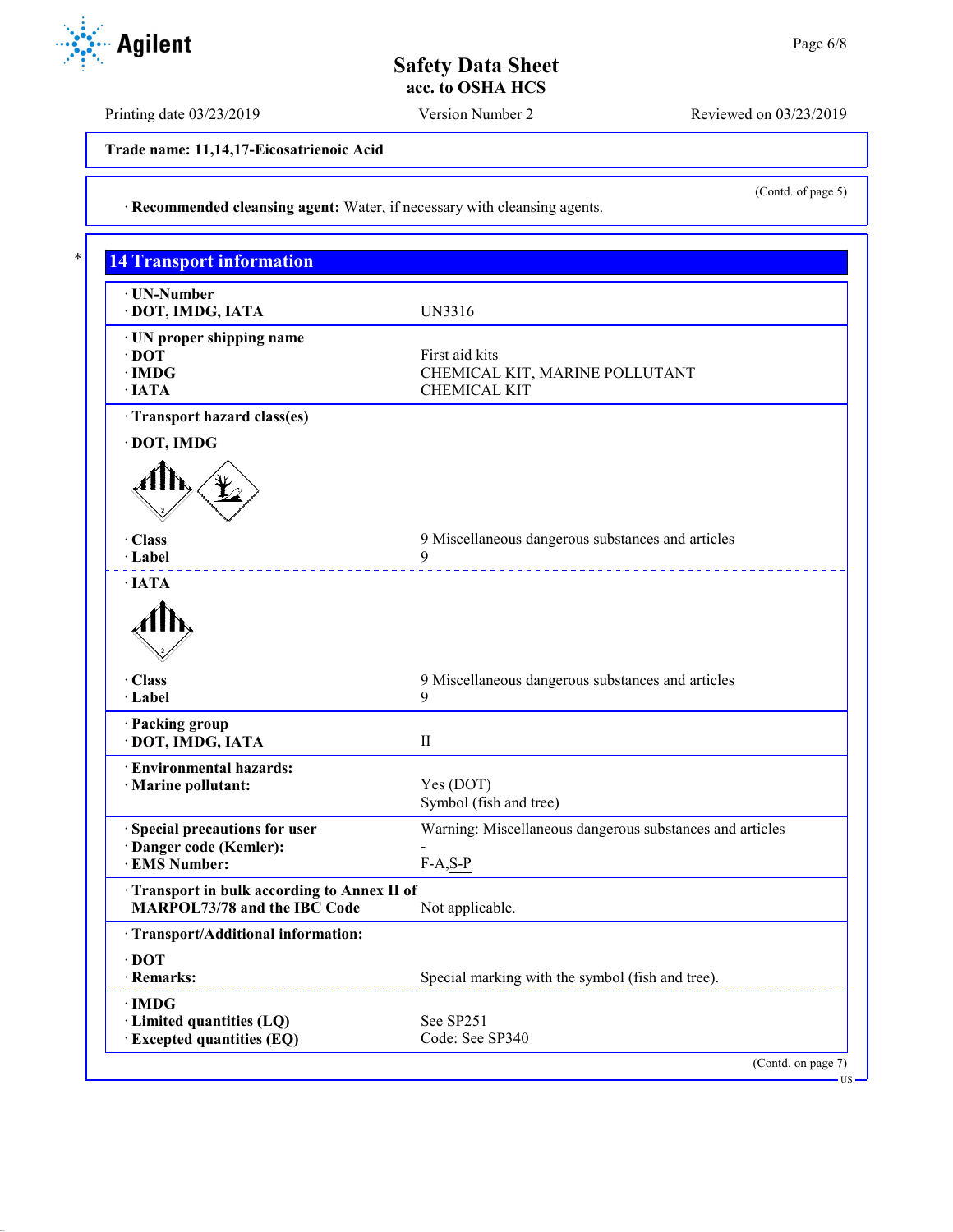Trade name: 11,14,17-Eicosatrienoic Acid

(Contd. of page 5)

· **Recommended cleansing agent:** Water, if necessary with cleansing agents.

## 14 Transport information

| | |
|---|---|
| · **UN-Number** | |
| · **DOT, IMDG, IATA** | UN3316 |
| · **UN proper shipping name** | |
| · **DOT** | First aid kits |
| · **IMDG** | CHEMICAL KIT, MARINE POLLUTANT |
| · **IATA** | CHEMICAL KIT |
| · **Transport hazard class(es)** | |
| · **DOT, IMDG** | |
| · **Class** | 9 Miscellaneous dangerous substances and articles |
| · **Label** | 9 |
| · **IATA** | |
| · **Class** | 9 Miscellaneous dangerous substances and articles |
| · **Label** | 9 |
| · **Packing group** | |
| · **DOT, IMDG, IATA** | II |
| · **Environmental hazards:** | |
| · **Marine pollutant:** | Yes (DOT)<br>Symbol (fish and tree) |
| · **Special precautions for user** | Warning: Miscellaneous dangerous substances and articles |
| · **Danger code (Kemler):** | - |
| · **EMS Number:** | F-A,S-P |
| · **Transport in bulk according to Annex II of MARPOL73/78 and the IBC Code** | Not applicable. |
| · **Transport/Additional information:** | |
| · **DOT** | |
| · **Remarks:** | Special marking with the symbol (fish and tree). |
| · **IMDG** | |
| · **Limited quantities (LQ)** | See SP251 |
| · **Excepted quantities (EQ)** | Code: See SP340 |

(Contd. on page 7)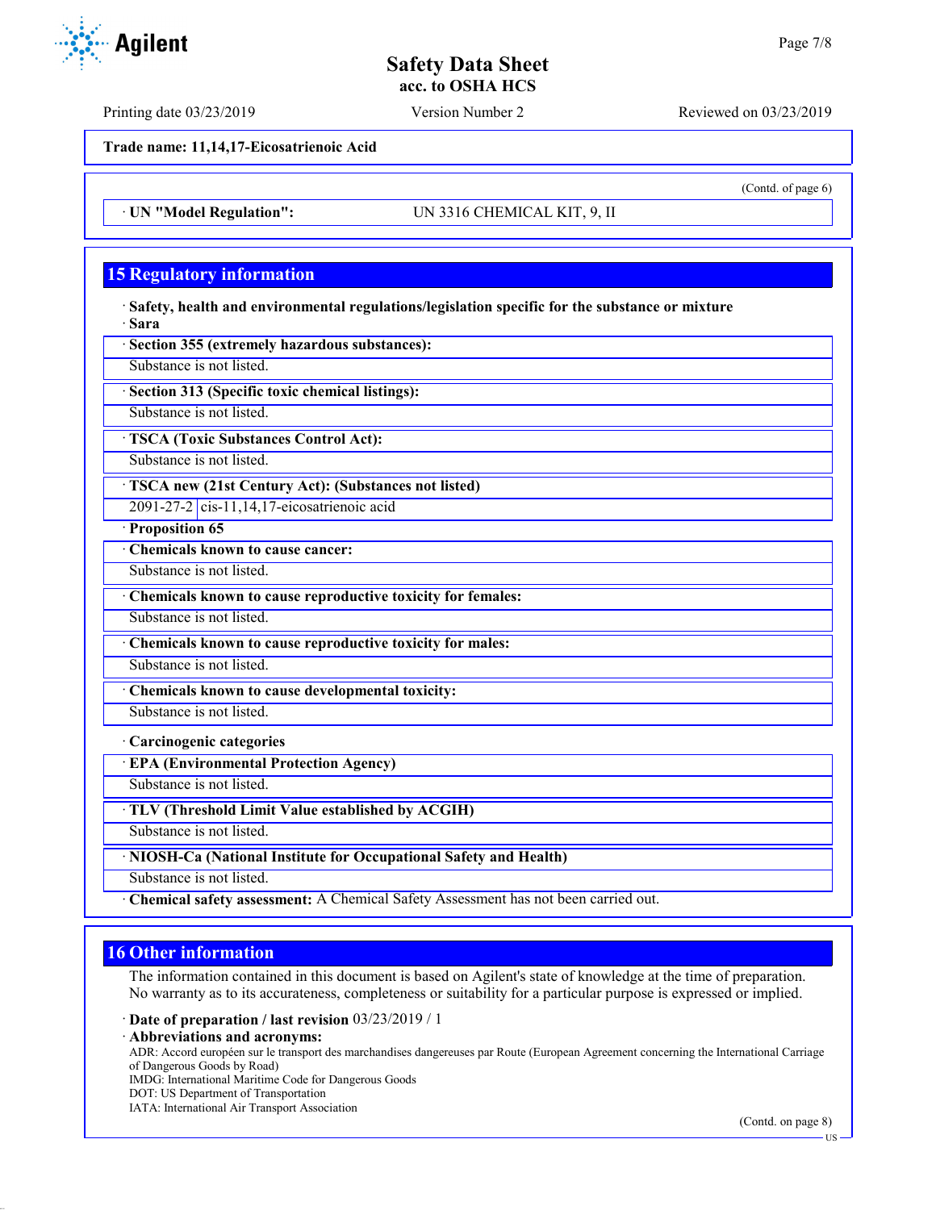Trade name: 11,14,17-Eicosatrienoic Acid

(Contd. of page 6)

· UN "Model Regulation": UN 3316 CHEMICAL KIT, 9, II

## 15 Regulatory information

· **Safety, health and environmental regulations/legislation specific for the substance or mixture**
· **Sara**

· **Section 355 (extremely hazardous substances):**
Substance is not listed.

· **Section 313 (Specific toxic chemical listings):**
Substance is not listed.

· **TSCA (Toxic Substances Control Act):**
Substance is not listed.

· **TSCA new (21st Century Act): (Substances not listed)**

| 2091-27-2 | cis-11,14,17-eicosatrienoic acid |
|---|---|

· **Proposition 65**

· **Chemicals known to cause cancer:**
Substance is not listed.

· **Chemicals known to cause reproductive toxicity for females:**
Substance is not listed.

· **Chemicals known to cause reproductive toxicity for males:**
Substance is not listed.

· **Chemicals known to cause developmental toxicity:**
Substance is not listed.

· **Carcinogenic categories**

· **EPA (Environmental Protection Agency)**
Substance is not listed.

· **TLV (Threshold Limit Value established by ACGIH)**
Substance is not listed.

· **NIOSH-Ca (National Institute for Occupational Safety and Health)**
Substance is not listed.

· **Chemical safety assessment:** A Chemical Safety Assessment has not been carried out.

## 16 Other information

The information contained in this document is based on Agilent's state of knowledge at the time of preparation. No warranty as to its accurateness, completeness or suitability for a particular purpose is expressed or implied.

· **Date of preparation / last revision** 03/23/2019 / 1
· **Abbreviations and acronyms:**
ADR: Accord européen sur le transport des marchandises dangereuses par Route (European Agreement concerning the International Carriage of Dangerous Goods by Road)
IMDG: International Maritime Code for Dangerous Goods
DOT: US Department of Transportation
IATA: International Air Transport Association

(Contd. on page 8)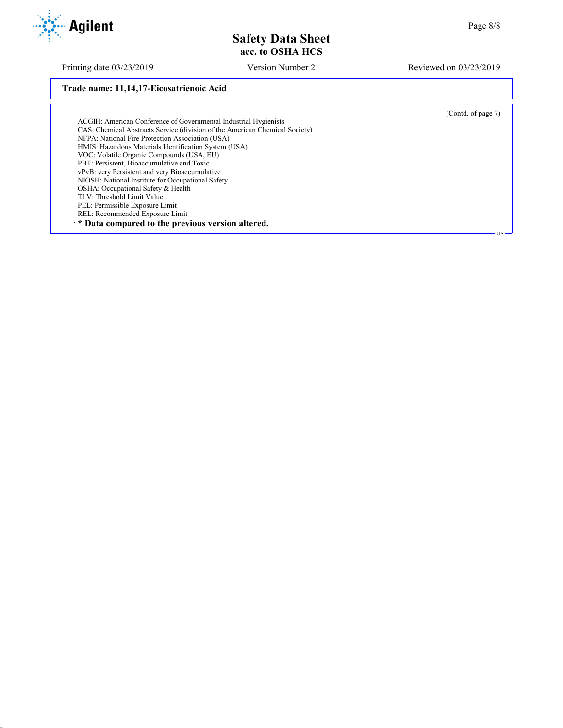(Contd. of page 7)

ACGIH: American Conference of Governmental Industrial Hygienists
CAS: Chemical Abstracts Service (division of the American Chemical Society)
NFPA: National Fire Protection Association (USA)
HMIS: Hazardous Materials Identification System (USA)
VOC: Volatile Organic Compounds (USA, EU)
PBT: Persistent, Bioaccumulative and Toxic
vPvB: very Persistent and very Bioaccumulative
NIOSH: National Institute for Occupational Safety
OSHA: Occupational Safety & Health
TLV: Threshold Limit Value
PEL: Permissible Exposure Limit
REL: Recommended Exposure Limit

· **\* Data compared to the previous version altered.**

US